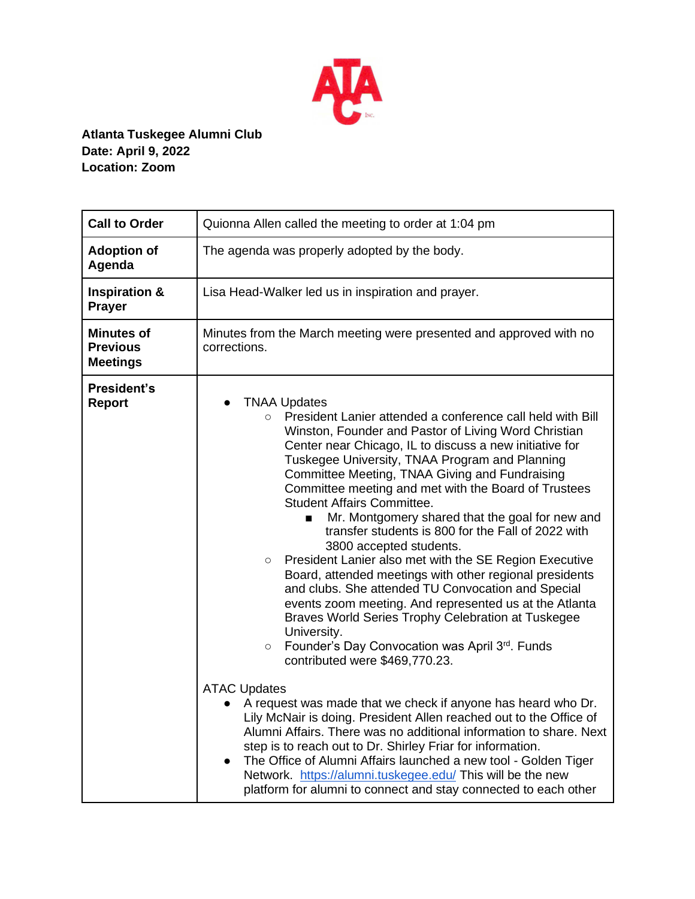**Atlanta Tuskegee Alumni Club**
**Date: April 9, 2022**
**Location: Zoom**

| | |
|---|---|
| **Call to Order** | Quionna Allen called the meeting to order at 1:04 pm |
| **Adoption of Agenda** | The agenda was properly adopted by the body. |
| **Inspiration & Prayer** | Lisa Head-Walker led us in inspiration and prayer. |
| **Minutes of Previous Meetings** | Minutes from the March meeting were presented and approved with no corrections. |
| **President's Report** | • TNAA Updates<br>&nbsp;&nbsp;&nbsp;&nbsp;○ President Lanier attended a conference call held with Bill Winston, Founder and Pastor of Living Word Christian Center near Chicago, IL to discuss a new initiative for Tuskegee University, TNAA Program and Planning Committee Meeting, TNAA Giving and Fundraising Committee meeting and met with the Board of Trustees Student Affairs Committee.<br>&nbsp;&nbsp;&nbsp;&nbsp;&nbsp;&nbsp;&nbsp;&nbsp;■ Mr. Montgomery shared that the goal for new and transfer students is 800 for the Fall of 2022 with 3800 accepted students.<br>&nbsp;&nbsp;&nbsp;&nbsp;○ President Lanier also met with the SE Region Executive Board, attended meetings with other regional presidents and clubs. She attended TU Convocation and Special events zoom meeting. And represented us at the Atlanta Braves World Series Trophy Celebration at Tuskegee University.<br>&nbsp;&nbsp;&nbsp;&nbsp;○ Founder's Day Convocation was April 3rd. Funds contributed were $469,770.23.<br><br>ATAC Updates<br>• A request was made that we check if anyone has heard who Dr. Lily McNair is doing. President Allen reached out to the Office of Alumni Affairs. There was no additional information to share. Next step is to reach out to Dr. Shirley Friar for information.<br>• The Office of Alumni Affairs launched a new tool - Golden Tiger Network. https://alumni.tuskegee.edu/ This will be the new platform for alumni to connect and stay connected to each other |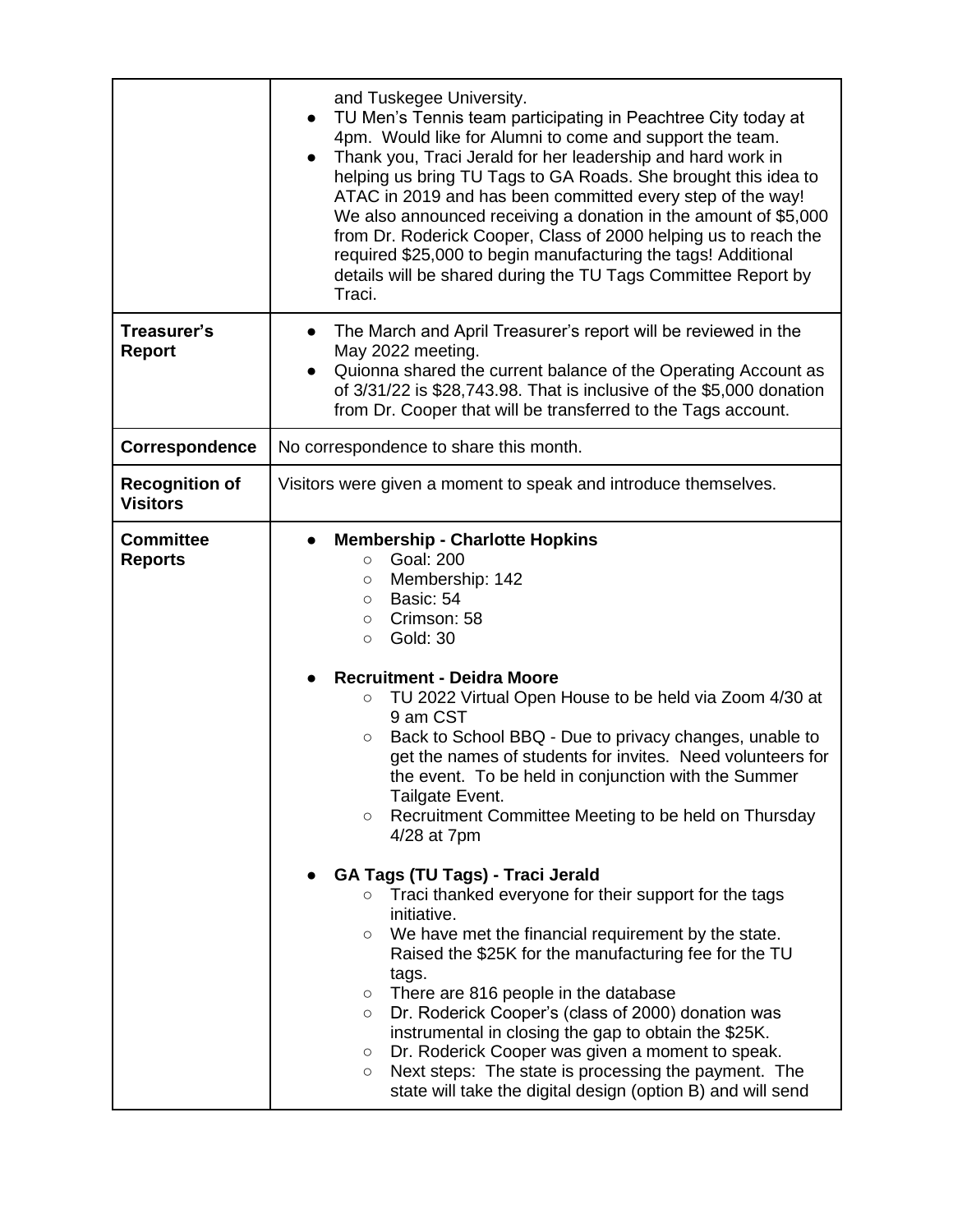| | |
|---|---|
| | and Tuskegee University.<br>● TU Men's Tennis team participating in Peachtree City today at 4pm. Would like for Alumni to come and support the team.<br>● Thank you, Traci Jerald for her leadership and hard work in helping us bring TU Tags to GA Roads. She brought this idea to ATAC in 2019 and has been committed every step of the way! We also announced receiving a donation in the amount of $5,000 from Dr. Roderick Cooper, Class of 2000 helping us to reach the required $25,000 to begin manufacturing the tags! Additional details will be shared during the TU Tags Committee Report by Traci. |
| **Treasurer's Report** | ● The March and April Treasurer's report will be reviewed in the May 2022 meeting.<br>● Quionna shared the current balance of the Operating Account as of 3/31/22 is $28,743.98. That is inclusive of the $5,000 donation from Dr. Cooper that will be transferred to the Tags account. |
| **Correspondence** | No correspondence to share this month. |
| **Recognition of Visitors** | Visitors were given a moment to speak and introduce themselves. |
| **Committee Reports** | ● **Membership - Charlotte Hopkins**<br>○ Goal: 200<br>○ Membership: 142<br>○ Basic: 54<br>○ Crimson: 58<br>○ Gold: 30<br><br>● **Recruitment - Deidra Moore**<br>○ TU 2022 Virtual Open House to be held via Zoom 4/30 at 9 am CST<br>○ Back to School BBQ - Due to privacy changes, unable to get the names of students for invites. Need volunteers for the event. To be held in conjunction with the Summer Tailgate Event.<br>○ Recruitment Committee Meeting to be held on Thursday 4/28 at 7pm<br><br>● **GA Tags (TU Tags) - Traci Jerald**<br>○ Traci thanked everyone for their support for the tags initiative.<br>○ We have met the financial requirement by the state. Raised the $25K for the manufacturing fee for the TU tags.<br>○ There are 816 people in the database<br>○ Dr. Roderick Cooper's (class of 2000) donation was instrumental in closing the gap to obtain the $25K.<br>○ Dr. Roderick Cooper was given a moment to speak.<br>○ Next steps: The state is processing the payment. The state will take the digital design (option B) and will send |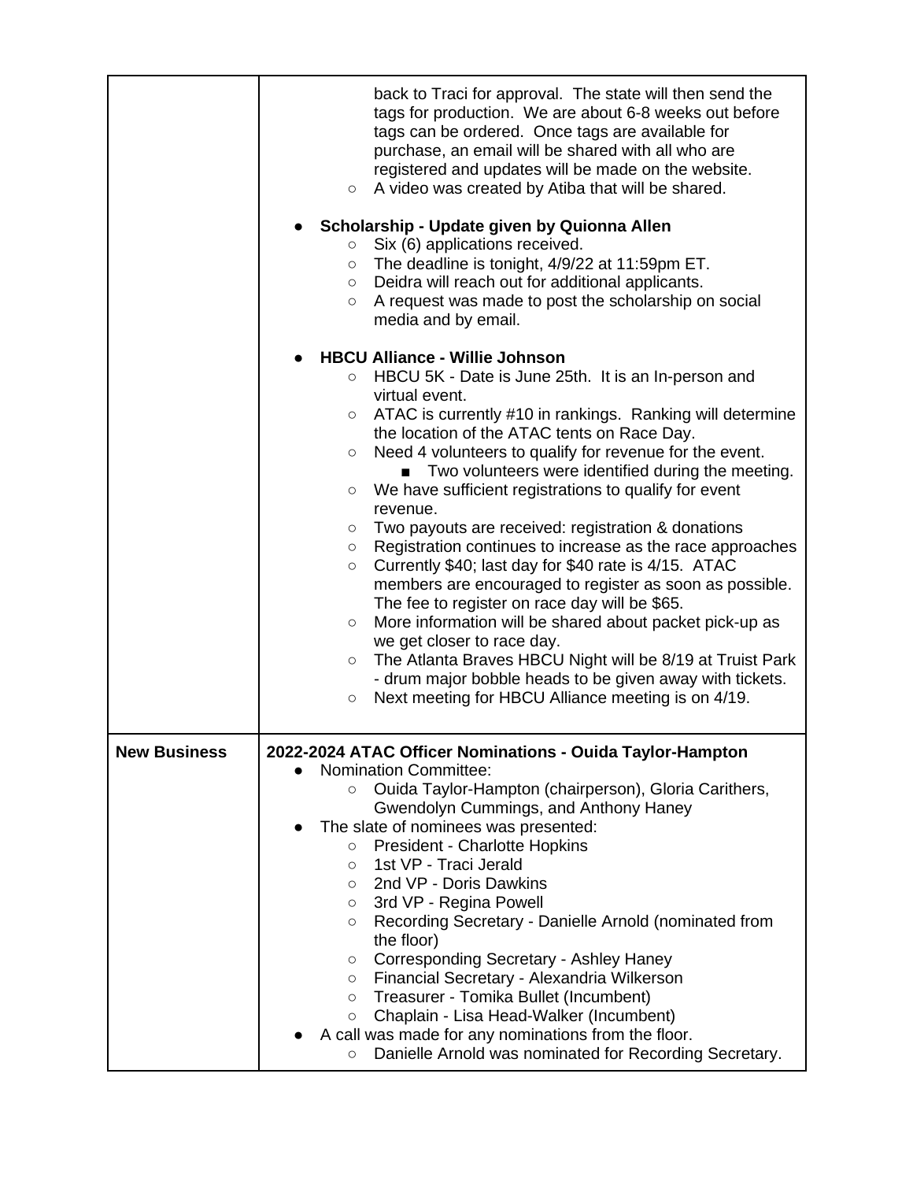| | |
|---|---|
| | back to Traci for approval. The state will then send the tags for production. We are about 6-8 weeks out before tags can be ordered. Once tags are available for purchase, an email will be shared with all who are registered and updates will be made on the website.<br>○ A video was created by Atiba that will be shared.<br><br>● **Scholarship - Update given by Quionna Allen**<br>○ Six (6) applications received.<br>○ The deadline is tonight, 4/9/22 at 11:59pm ET.<br>○ Deidra will reach out for additional applicants.<br>○ A request was made to post the scholarship on social media and by email.<br><br>● **HBCU Alliance - Willie Johnson**<br>○ HBCU 5K - Date is June 25th. It is an In-person and virtual event.<br>○ ATAC is currently #10 in rankings. Ranking will determine the location of the ATAC tents on Race Day.<br>○ Need 4 volunteers to qualify for revenue for the event.<br>■ Two volunteers were identified during the meeting.<br>○ We have sufficient registrations to qualify for event revenue.<br>○ Two payouts are received: registration & donations<br>○ Registration continues to increase as the race approaches<br>○ Currently $40; last day for $40 rate is 4/15. ATAC members are encouraged to register as soon as possible. The fee to register on race day will be $65.<br>○ More information will be shared about packet pick-up as we get closer to race day.<br>○ The Atlanta Braves HBCU Night will be 8/19 at Truist Park - drum major bobble heads to be given away with tickets.<br>○ Next meeting for HBCU Alliance meeting is on 4/19. |
| **New Business** | **2022-2024 ATAC Officer Nominations - Ouida Taylor-Hampton**<br>● Nomination Committee:<br>○ Ouida Taylor-Hampton (chairperson), Gloria Carithers, Gwendolyn Cummings, and Anthony Haney<br>● The slate of nominees was presented:<br>○ President - Charlotte Hopkins<br>○ 1st VP - Traci Jerald<br>○ 2nd VP - Doris Dawkins<br>○ 3rd VP - Regina Powell<br>○ Recording Secretary - Danielle Arnold (nominated from the floor)<br>○ Corresponding Secretary - Ashley Haney<br>○ Financial Secretary - Alexandria Wilkerson<br>○ Treasurer - Tomika Bullet (Incumbent)<br>○ Chaplain - Lisa Head-Walker (Incumbent)<br>● A call was made for any nominations from the floor.<br>○ Danielle Arnold was nominated for Recording Secretary. |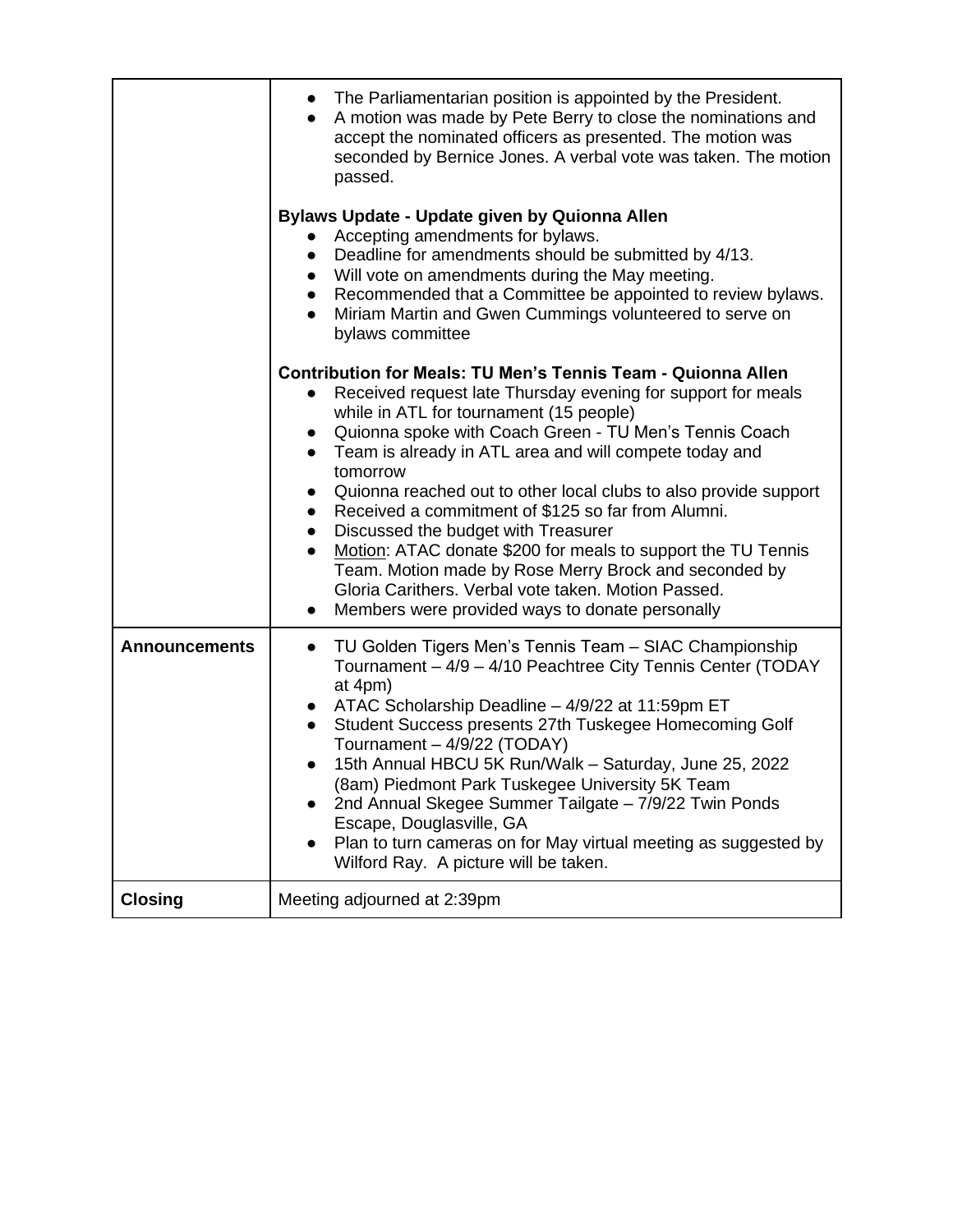| | |
|---|---|
| | • The Parliamentarian position is appointed by the President.<br>• A motion was made by Pete Berry to close the nominations and accept the nominated officers as presented. The motion was seconded by Bernice Jones. A verbal vote was taken. The motion passed.<br><br>**Bylaws Update - Update given by Quionna Allen**<br>• Accepting amendments for bylaws.<br>• Deadline for amendments should be submitted by 4/13.<br>• Will vote on amendments during the May meeting.<br>• Recommended that a Committee be appointed to review bylaws.<br>• Miriam Martin and Gwen Cummings volunteered to serve on bylaws committee<br><br>**Contribution for Meals: TU Men's Tennis Team - Quionna Allen**<br>• Received request late Thursday evening for support for meals while in ATL for tournament (15 people)<br>• Quionna spoke with Coach Green - TU Men's Tennis Coach<br>• Team is already in ATL area and will compete today and tomorrow<br>• Quionna reached out to other local clubs to also provide support<br>• Received a commitment of $125 so far from Alumni.<br>• Discussed the budget with Treasurer<br>• Motion: ATAC donate $200 for meals to support the TU Tennis Team. Motion made by Rose Merry Brock and seconded by Gloria Carithers. Verbal vote taken. Motion Passed.<br>• Members were provided ways to donate personally |
| **Announcements** | • TU Golden Tigers Men's Tennis Team – SIAC Championship Tournament – 4/9 – 4/10 Peachtree City Tennis Center (TODAY at 4pm)<br>• ATAC Scholarship Deadline – 4/9/22 at 11:59pm ET<br>• Student Success presents 27th Tuskegee Homecoming Golf Tournament – 4/9/22 (TODAY)<br>• 15th Annual HBCU 5K Run/Walk – Saturday, June 25, 2022 (8am) Piedmont Park Tuskegee University 5K Team<br>• 2nd Annual Skegee Summer Tailgate – 7/9/22 Twin Ponds Escape, Douglasville, GA<br>• Plan to turn cameras on for May virtual meeting as suggested by Wilford Ray. A picture will be taken. |
| **Closing** | Meeting adjourned at 2:39pm |